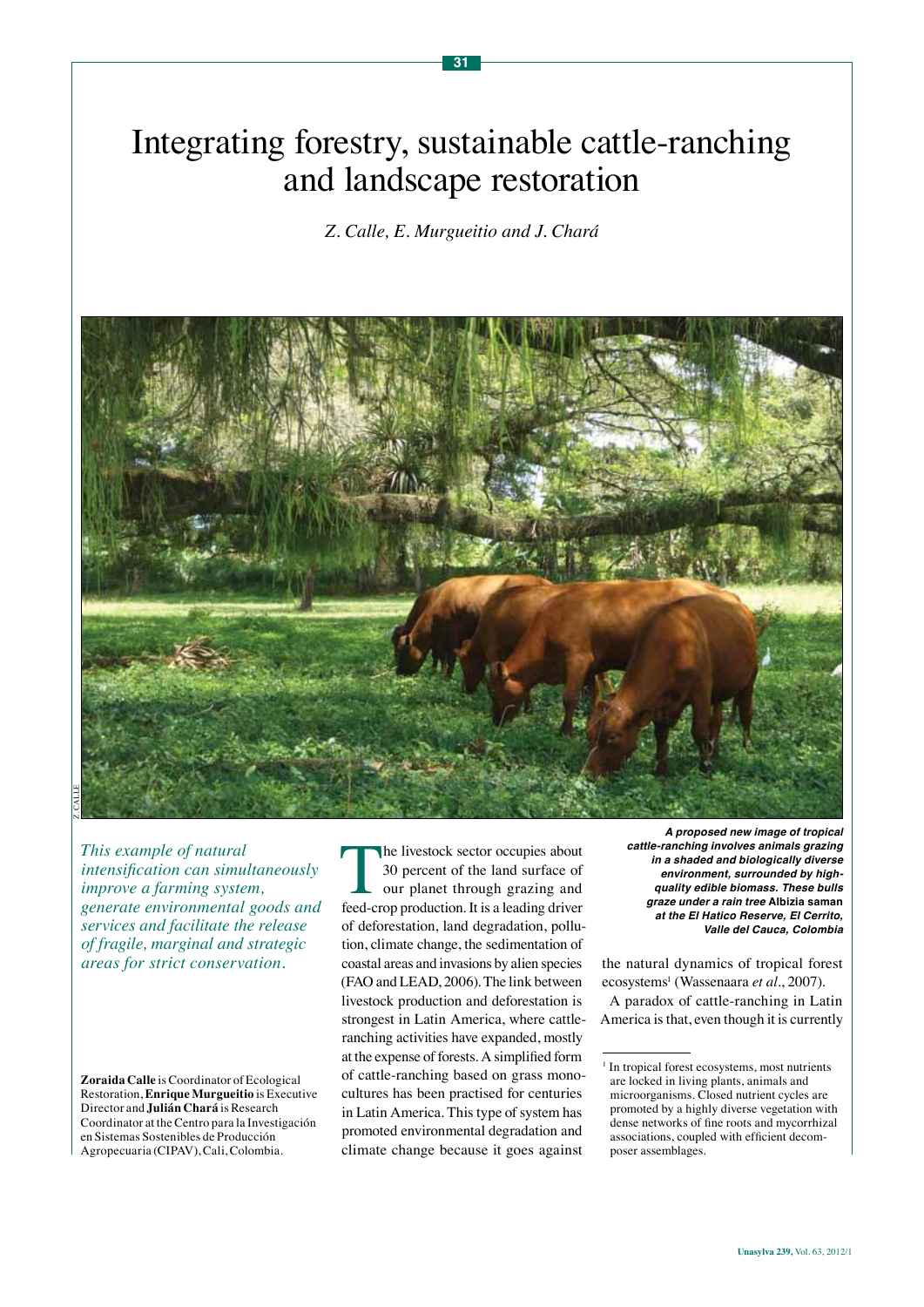# Integrating forestry, sustainable cattle-ranching and landscape restoration

*Z. Calle, E. Murgueitio and J. Chará*

***A proposed new image of tropical cattle-ranching involves animals grazing in a shaded and biologically diverse environment, surrounded by high-quality edible biomass. These bulls graze under a rain tree* Albizia saman *at the El Hatico Reserve, El Cerrito, Valle del Cauca, Colombia***

*This example of natural intensification can simultaneously improve a farming system, generate environmental goods and services and facilitate the release of fragile, marginal and strategic areas for strict conservation.*

**Zoraida Calle** is Coordinator of Ecological Restoration, **Enrique Murgueitio** is Executive Director and **Julián Chará** is Research Coordinator at the Centro para la Investigación en Sistemas Sostenibles de Producción Agropecuaria (CIPAV), Cali, Colombia.

The livestock sector occupies about 30 percent of the land surface of our planet through grazing and feed-crop production. It is a leading driver of deforestation, land degradation, pollution, climate change, the sedimentation of coastal areas and invasions by alien species (FAO and LEAD, 2006). The link between livestock production and deforestation is strongest in Latin America, where cattle-ranching activities have expanded, mostly at the expense of forests. A simplified form of cattle-ranching based on grass monocultures has been practised for centuries in Latin America. This type of system has promoted environmental degradation and climate change because it goes against the natural dynamics of tropical forest ecosystems[1] (Wassenaara *et al*., 2007).

A paradox of cattle-ranching in Latin America is that, even though it is currently

[1] In tropical forest ecosystems, most nutrients are locked in living plants, animals and microorganisms. Closed nutrient cycles are promoted by a highly diverse vegetation with dense networks of fine roots and mycorrhizal associations, coupled with efficient decomposer assemblages.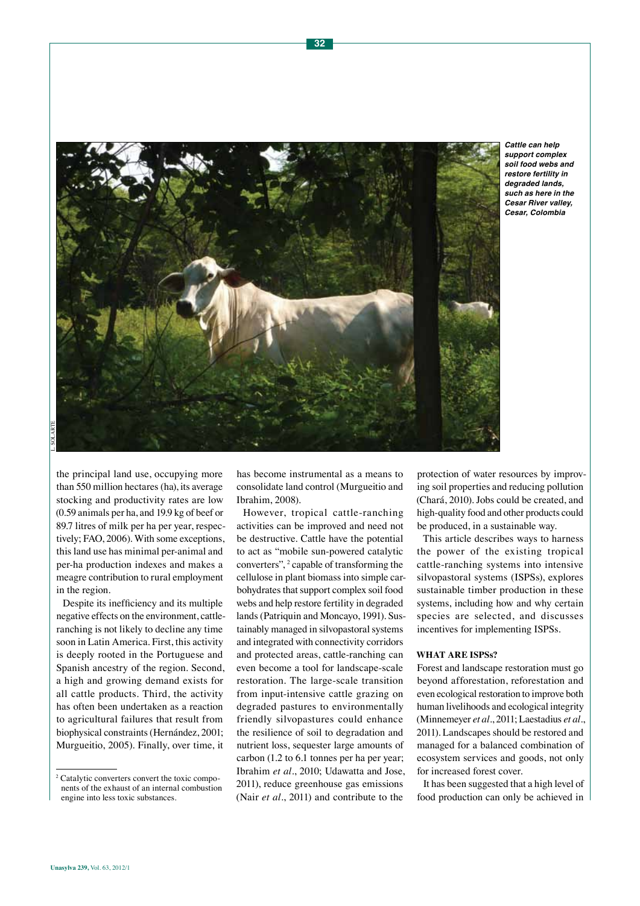*Cattle can help support complex soil food webs and restore fertility in degraded lands, such as here in the Cesar River valley, Cesar, Colombia*

L. SOLARTE

the principal land use, occupying more than 550 million hectares (ha), its average stocking and productivity rates are low (0.59 animals per ha, and 19.9 kg of beef or 89.7 litres of milk per ha per year, respectively; FAO, 2006). With some exceptions, this land use has minimal per-animal and per-ha production indexes and makes a meagre contribution to rural employment in the region.

Despite its inefficiency and its multiple negative effects on the environment, cattle-ranching is not likely to decline any time soon in Latin America. First, this activity is deeply rooted in the Portuguese and Spanish ancestry of the region. Second, a high and growing demand exists for all cattle products. Third, the activity has often been undertaken as a reaction to agricultural failures that result from biophysical constraints (Hernández, 2001; Murgueitio, 2005). Finally, over time, it has become instrumental as a means to consolidate land control (Murgueitio and Ibrahim, 2008).

However, tropical cattle-ranching activities can be improved and need not be destructive. Cattle have the potential to act as "mobile sun-powered catalytic converters",[2] capable of transforming the cellulose in plant biomass into simple carbohydrates that support complex soil food webs and help restore fertility in degraded lands (Patriquin and Moncayo, 1991). Sustainably managed in silvopastoral systems and integrated with connectivity corridors and protected areas, cattle-ranching can even become a tool for landscape-scale restoration. The large-scale transition from input-intensive cattle grazing on degraded pastures to environmentally friendly silvopastures could enhance the resilience of soil to degradation and nutrient loss, sequester large amounts of carbon (1.2 to 6.1 tonnes per ha per year; Ibrahim *et al*., 2010; Udawatta and Jose, 2011), reduce greenhouse gas emissions (Nair *et al*., 2011) and contribute to the protection of water resources by improving soil properties and reducing pollution (Chará, 2010). Jobs could be created, and high-quality food and other products could be produced, in a sustainable way.

This article describes ways to harness the power of the existing tropical cattle-ranching systems into intensive silvopastoral systems (ISPSs), explores sustainable timber production in these systems, including how and why certain species are selected, and discusses incentives for implementing ISPSs.

### WHAT ARE ISPSs?

Forest and landscape restoration must go beyond afforestation, reforestation and even ecological restoration to improve both human livelihoods and ecological integrity (Minnemeyer *et al*., 2011; Laestadius *et al*., 2011). Landscapes should be restored and managed for a balanced combination of ecosystem services and goods, not only for increased forest cover.

It has been suggested that a high level of food production can only be achieved in

---

[2] Catalytic converters convert the toxic components of the exhaust of an internal combustion engine into less toxic substances.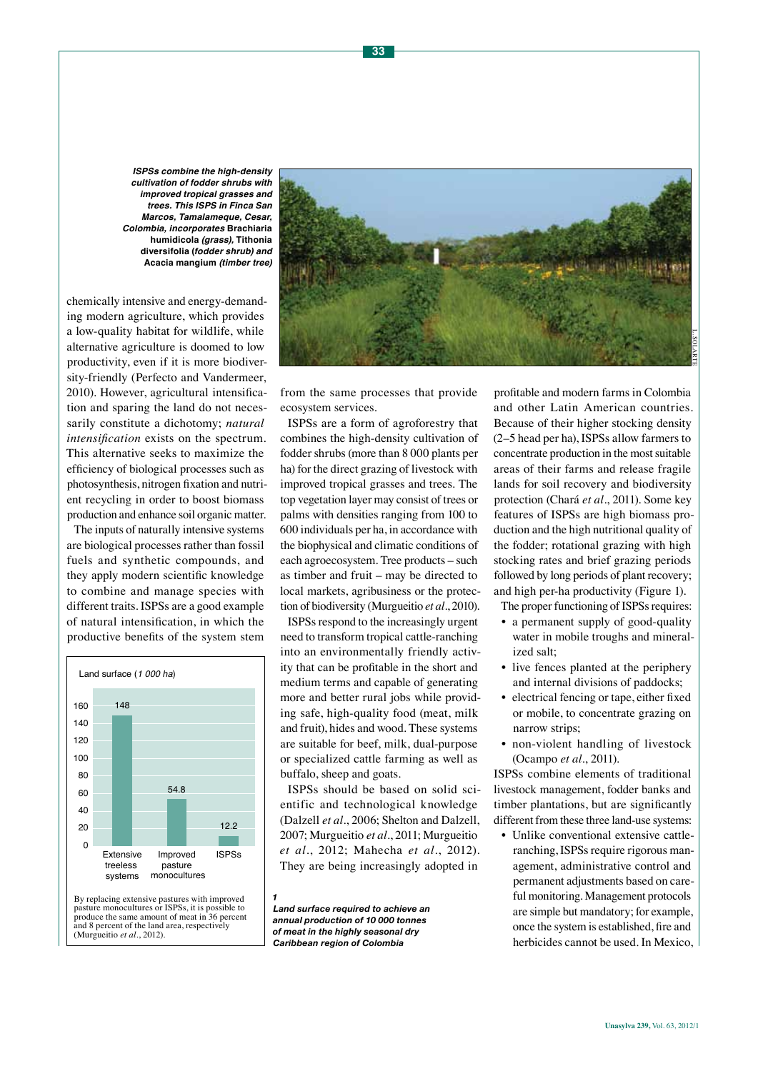*ISPSs combine the high-density cultivation of fodder shrubs with improved tropical grasses and trees. This ISPS in Finca San Marcos, Tamalameque, Cesar, Colombia, incorporates* **Brachiaria humidicola** *(grass),* **Tithonia diversifolia** *(fodder shrub) and* **Acacia mangium** *(timber tree)*

chemically intensive and energy-demanding modern agriculture, which provides a low-quality habitat for wildlife, while alternative agriculture is doomed to low productivity, even if it is more biodiversity-friendly (Perfecto and Vandermeer, 2010). However, agricultural intensification and sparing the land do not necessarily constitute a dichotomy; *natural intensification* exists on the spectrum. This alternative seeks to maximize the efficiency of biological processes such as photosynthesis, nitrogen fixation and nutrient recycling in order to boost biomass production and enhance soil organic matter.

The inputs of naturally intensive systems are biological processes rather than fossil fuels and synthetic compounds, and they apply modern scientific knowledge to combine and manage species with different traits. ISPSs are a good example of natural intensification, in which the productive benefits of the system stem from the same processes that provide ecosystem services.

ISPSs are a form of agroforestry that combines the high-density cultivation of fodder shrubs (more than 8 000 plants per ha) for the direct grazing of livestock with improved tropical grasses and trees. The top vegetation layer may consist of trees or palms with densities ranging from 100 to 600 individuals per ha, in accordance with the biophysical and climatic conditions of each agroecosystem. Tree products – such as timber and fruit – may be directed to local markets, agribusiness or the protection of biodiversity (Murgueitio *et al*., 2010).

ISPSs respond to the increasingly urgent need to transform tropical cattle-ranching into an environmentally friendly activity that can be profitable in the short and medium terms and capable of generating more and better rural jobs while providing safe, high-quality food (meat, milk and fruit), hides and wood. These systems are suitable for beef, milk, dual-purpose or specialized cattle farming as well as buffalo, sheep and goats.

ISPSs should be based on solid scientific and technological knowledge (Dalzell *et al*., 2006; Shelton and Dalzell, 2007; Murgueitio *et al*., 2011; Murgueitio *et al*., 2012; Mahecha *et al*., 2012). They are being increasingly adopted in profitable and modern farms in Colombia and other Latin American countries. Because of their higher stocking density (2–5 head per ha), ISPSs allow farmers to concentrate production in the most suitable areas of their farms and release fragile lands for soil recovery and biodiversity protection (Chará *et al*., 2011). Some key features of ISPSs are high biomass production and the high nutritional quality of the fodder; rotational grazing with high stocking rates and brief grazing periods followed by long periods of plant recovery; and high per-ha productivity (Figure 1).

The proper functioning of ISPSs requires:

- a permanent supply of good-quality water in mobile troughs and mineralized salt;
- live fences planted at the periphery and internal divisions of paddocks;
- electrical fencing or tape, either fixed or mobile, to concentrate grazing on narrow strips;
- non-violent handling of livestock (Ocampo *et al*., 2011).

ISPSs combine elements of traditional livestock management, fodder banks and timber plantations, but are significantly different from these three land-use systems:

- Unlike conventional extensive cattle-ranching, ISPSs require rigorous management, administrative control and permanent adjustments based on careful monitoring. Management protocols are simple but mandatory; for example, once the system is established, fire and herbicides cannot be used. In Mexico,

Land surface (*1 000 ha*)

| System | Land surface (1 000 ha) |
|---|---|
| Extensive treeless systems | 148 |
| Improved pasture monocultures | 54.8 |
| ISPSs | 12.2 |

By replacing extensive pastures with improved pasture monocultures or ISPSs, it is possible to produce the same amount of meat in 36 percent and 8 percent of the land area, respectively (Murgueitio *et al*., 2012).

**1**
***Land surface required to achieve an annual production of 10 000 tonnes of meat in the highly seasonal dry Caribbean region of Colombia***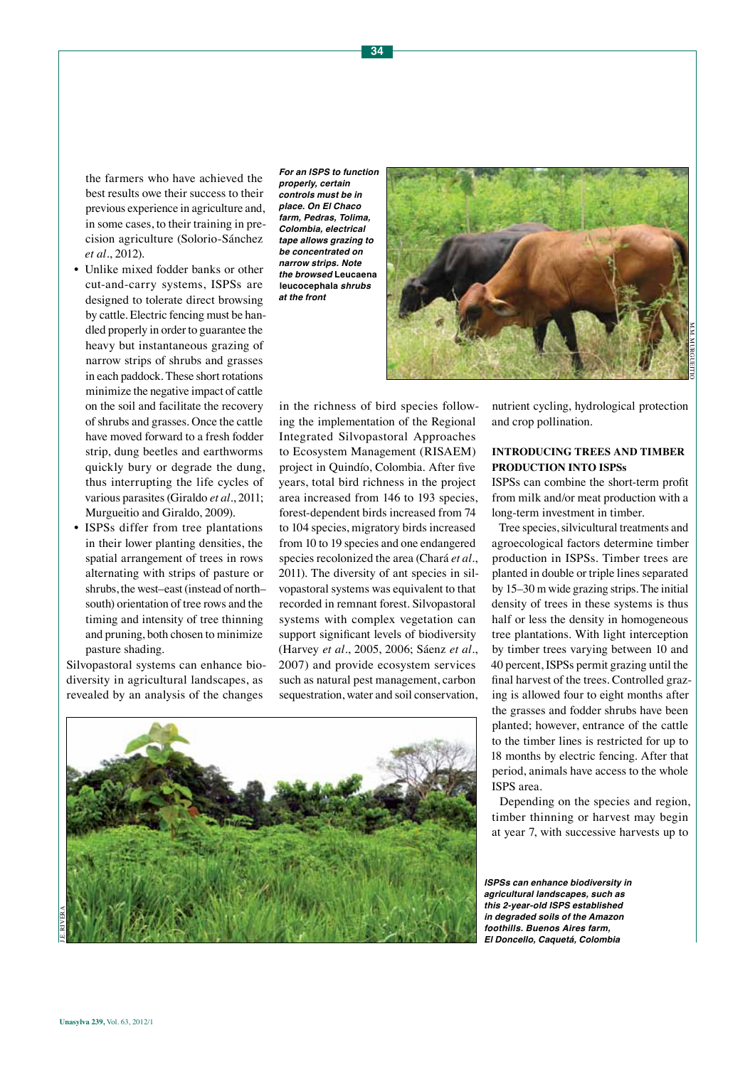the farmers who have achieved the best results owe their success to their previous experience in agriculture and, in some cases, to their training in precision agriculture (Solorio-Sánchez *et al*., 2012).

- Unlike mixed fodder banks or other cut-and-carry systems, ISPSs are designed to tolerate direct browsing by cattle. Electric fencing must be handled properly in order to guarantee the heavy but instantaneous grazing of narrow strips of shrubs and grasses in each paddock. These short rotations minimize the negative impact of cattle on the soil and facilitate the recovery of shrubs and grasses. Once the cattle have moved forward to a fresh fodder strip, dung beetles and earthworms quickly bury or degrade the dung, thus interrupting the life cycles of various parasites (Giraldo *et al*., 2011; Murgueitio and Giraldo, 2009).
- ISPSs differ from tree plantations in their lower planting densities, the spatial arrangement of trees in rows alternating with strips of pasture or shrubs, the west–east (instead of north–south) orientation of tree rows and the timing and intensity of tree thinning and pruning, both chosen to minimize pasture shading.

*For an ISPS to function properly, certain controls must be in place. On El Chaco farm, Pedras, Tolima, Colombia, electrical tape allows grazing to be concentrated on narrow strips. Note the browsed* Leucaena leucocephala *shrubs at the front*

Silvopastoral systems can enhance biodiversity in agricultural landscapes, as revealed by an analysis of the changes in the richness of bird species following the implementation of the Regional Integrated Silvopastoral Approaches to Ecosystem Management (RISAEM) project in Quindío, Colombia. After five years, total bird richness in the project area increased from 146 to 193 species, forest-dependent birds increased from 74 to 104 species, migratory birds increased from 10 to 19 species and one endangered species recolonized the area (Chará *et al*., 2011). The diversity of ant species in silvopastoral systems was equivalent to that recorded in remnant forest. Silvopastoral systems with complex vegetation can support significant levels of biodiversity (Harvey *et al*., 2005, 2006; Sáenz *et al*., 2007) and provide ecosystem services such as natural pest management, carbon sequestration, water and soil conservation, nutrient cycling, hydrological protection and crop pollination.

## INTRODUCING TREES AND TIMBER PRODUCTION INTO ISPSs

ISPSs can combine the short-term profit from milk and/or meat production with a long-term investment in timber.

Tree species, silvicultural treatments and agroecological factors determine timber production in ISPSs. Timber trees are planted in double or triple lines separated by 15–30 m wide grazing strips. The initial density of trees in these systems is thus half or less the density in homogeneous tree plantations. With light interception by timber trees varying between 10 and 40 percent, ISPSs permit grazing until the final harvest of the trees. Controlled grazing is allowed four to eight months after the grasses and fodder shrubs have been planted; however, entrance of the cattle to the timber lines is restricted for up to 18 months by electric fencing. After that period, animals have access to the whole ISPS area.

Depending on the species and region, timber thinning or harvest may begin at year 7, with successive harvests up to

*ISPSs can enhance biodiversity in agricultural landscapes, such as this 2-year-old ISPS established in degraded soils of the Amazon foothills. Buenos Aires farm, El Doncello, Caquetá, Colombia*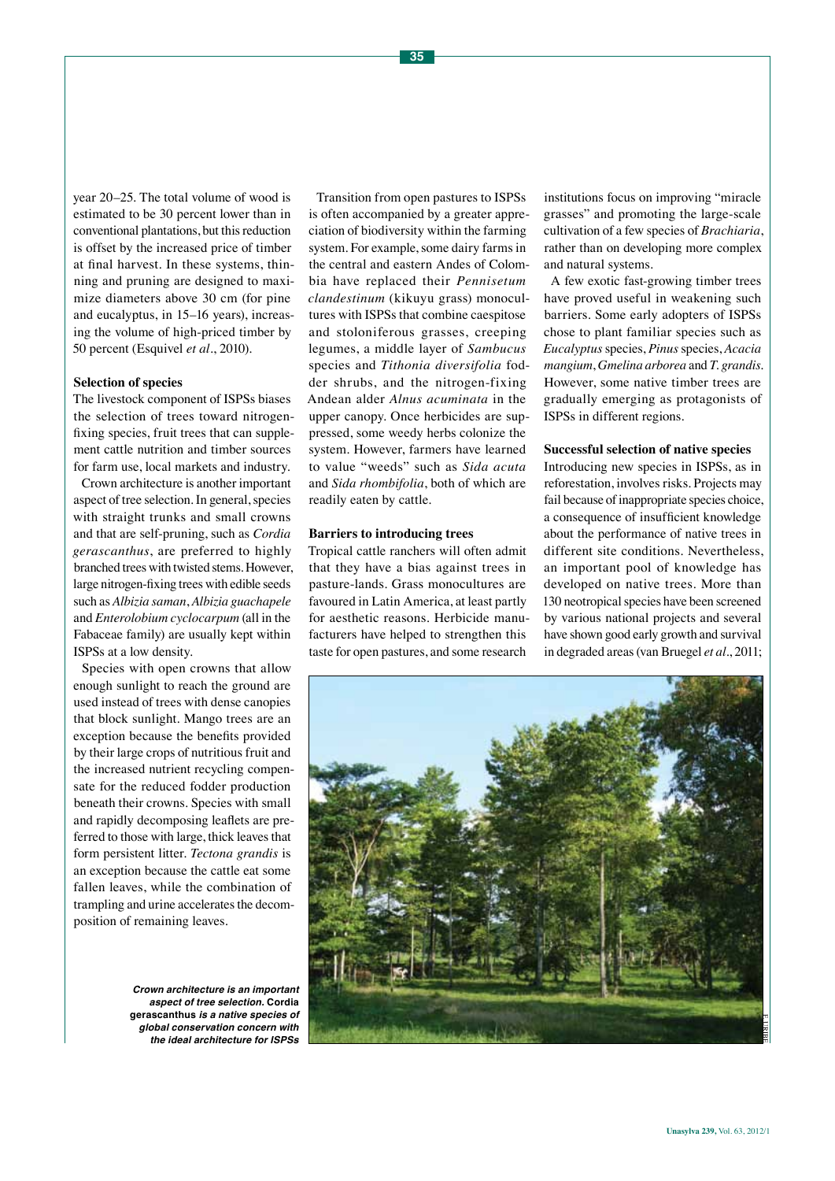year 20–25. The total volume of wood is estimated to be 30 percent lower than in conventional plantations, but this reduction is offset by the increased price of timber at final harvest. In these systems, thinning and pruning are designed to maximize diameters above 30 cm (for pine and eucalyptus, in 15–16 years), increasing the volume of high-priced timber by 50 percent (Esquivel *et al*., 2010).

**Selection of species**

The livestock component of ISPSs biases the selection of trees toward nitrogen-fixing species, fruit trees that can supplement cattle nutrition and timber sources for farm use, local markets and industry.

Crown architecture is another important aspect of tree selection. In general, species with straight trunks and small crowns and that are self-pruning, such as *Cordia gerascanthus*, are preferred to highly branched trees with twisted stems. However, large nitrogen-fixing trees with edible seeds such as *Albizia saman*, *Albizia guachapele* and *Enterolobium cyclocarpum* (all in the Fabaceae family) are usually kept within ISPSs at a low density.

Species with open crowns that allow enough sunlight to reach the ground are used instead of trees with dense canopies that block sunlight. Mango trees are an exception because the benefits provided by their large crops of nutritious fruit and the increased nutrient recycling compensate for the reduced fodder production beneath their crowns. Species with small and rapidly decomposing leaflets are preferred to those with large, thick leaves that form persistent litter. *Tectona grandis* is an exception because the cattle eat some fallen leaves, while the combination of trampling and urine accelerates the decomposition of remaining leaves.

Transition from open pastures to ISPSs is often accompanied by a greater appreciation of biodiversity within the farming system. For example, some dairy farms in the central and eastern Andes of Colombia have replaced their *Pennisetum clandestinum* (kikuyu grass) monocultures with ISPSs that combine caespitose and stoloniferous grasses, creeping legumes, a middle layer of *Sambucus* species and *Tithonia diversifolia* fodder shrubs, and the nitrogen-fixing Andean alder *Alnus acuminata* in the upper canopy. Once herbicides are suppressed, some weedy herbs colonize the system. However, farmers have learned to value "weeds" such as *Sida acuta* and *Sida rhombifolia*, both of which are readily eaten by cattle.

**Barriers to introducing trees**

Tropical cattle ranchers will often admit that they have a bias against trees in pasture-lands. Grass monocultures are favoured in Latin America, at least partly for aesthetic reasons. Herbicide manufacturers have helped to strengthen this taste for open pastures, and some research institutions focus on improving "miracle grasses" and promoting the large-scale cultivation of a few species of *Brachiaria*, rather than on developing more complex and natural systems.

A few exotic fast-growing timber trees have proved useful in weakening such barriers. Some early adopters of ISPSs chose to plant familiar species such as *Eucalyptus* species, *Pinus* species, *Acacia mangium*, *Gmelina arborea* and *T. grandis*. However, some native timber trees are gradually emerging as protagonists of ISPSs in different regions.

**Successful selection of native species**

Introducing new species in ISPSs, as in reforestation, involves risks. Projects may fail because of inappropriate species choice, a consequence of insufficient knowledge about the performance of native trees in different site conditions. Nevertheless, an important pool of knowledge has developed on native trees. More than 130 neotropical species have been screened by various national projects and several have shown good early growth and survival in degraded areas (van Bruegel *et al*., 2011;

***Crown architecture is an important aspect of tree selection.* Cordia gerascanthus *is a native species of global conservation concern with the ideal architecture for ISPSs***

F. URIBE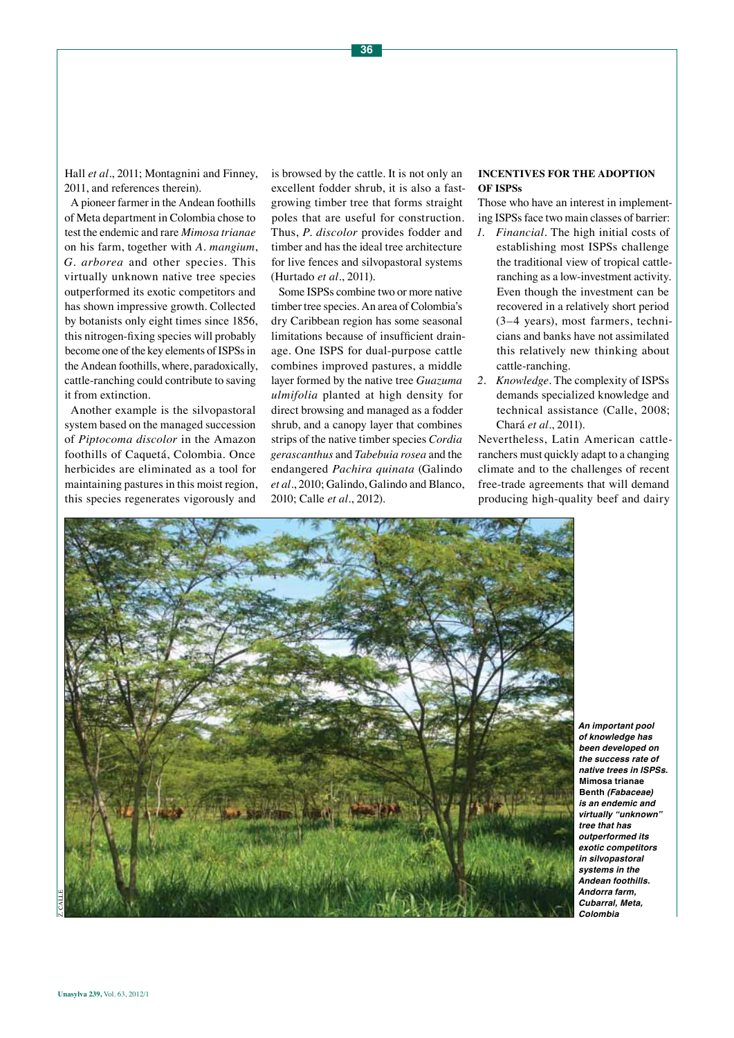Hall *et al*., 2011; Montagnini and Finney, 2011, and references therein).

A pioneer farmer in the Andean foothills of Meta department in Colombia chose to test the endemic and rare *Mimosa trianae* on his farm, together with *A. mangium*, *G. arborea* and other species. This virtually unknown native tree species outperformed its exotic competitors and has shown impressive growth. Collected by botanists only eight times since 1856, this nitrogen-fixing species will probably become one of the key elements of ISPSs in the Andean foothills, where, paradoxically, cattle-ranching could contribute to saving it from extinction.

Another example is the silvopastoral system based on the managed succession of *Piptocoma discolor* in the Amazon foothills of Caquetá, Colombia. Once herbicides are eliminated as a tool for maintaining pastures in this moist region, this species regenerates vigorously and is browsed by the cattle. It is not only an excellent fodder shrub, it is also a fast-growing timber tree that forms straight poles that are useful for construction. Thus, *P. discolor* provides fodder and timber and has the ideal tree architecture for live fences and silvopastoral systems (Hurtado *et al*., 2011).

Some ISPSs combine two or more native timber tree species. An area of Colombia's dry Caribbean region has some seasonal limitations because of insufficient drainage. One ISPS for dual-purpose cattle combines improved pastures, a middle layer formed by the native tree *Guazuma ulmifolia* planted at high density for direct browsing and managed as a fodder shrub, and a canopy layer that combines strips of the native timber species *Cordia gerascanthus* and *Tabebuia rosea* and the endangered *Pachira quinata* (Galindo *et al*., 2010; Galindo, Galindo and Blanco, 2010; Calle *et al*., 2012).

## INCENTIVES FOR THE ADOPTION OF ISPSs

Those who have an interest in implementing ISPSs face two main classes of barrier:

1. *Financial*. The high initial costs of establishing most ISPSs challenge the traditional view of tropical cattle-ranching as a low-investment activity. Even though the investment can be recovered in a relatively short period (3–4 years), most farmers, technicians and banks have not assimilated this relatively new thinking about cattle-ranching.
2. *Knowledge*. The complexity of ISPSs demands specialized knowledge and technical assistance (Calle, 2008; Chará *et al*., 2011).

Nevertheless, Latin American cattle-ranchers must quickly adapt to a changing climate and to the challenges of recent free-trade agreements that will demand producing high-quality beef and dairy

Z. CALLE

***An important pool of knowledge has been developed on the success rate of native trees in ISPSs.* Mimosa trianae Benth *(Fabaceae) is an endemic and virtually "unknown" tree that has outperformed its exotic competitors in silvopastoral systems in the Andean foothills. Andorra farm, Cubarral, Meta, Colombia***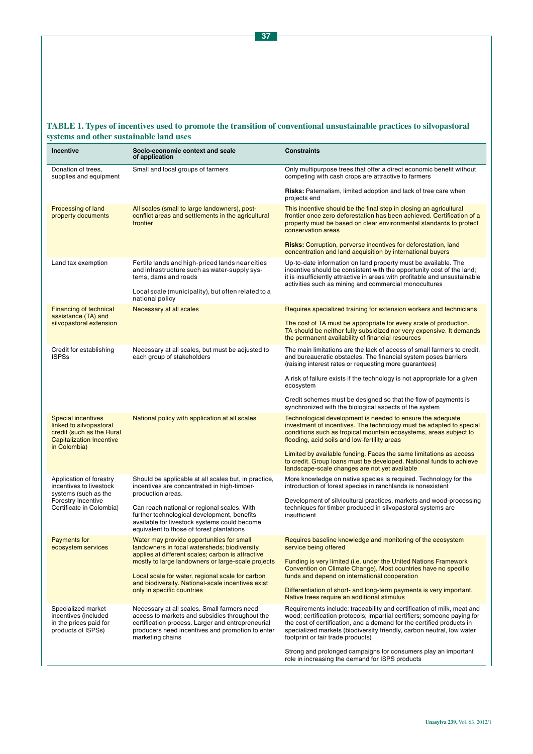**TABLE 1. Types of incentives used to promote the transition of conventional unsustainable practices to silvopastoral systems and other sustainable land uses**

| Incentive | Socio-economic context and scale of application | Constraints |
|---|---|---|
| Donation of trees, supplies and equipment | Small and local groups of farmers | Only multipurpose trees that offer a direct economic benefit without competing with cash crops are attractive to farmers<br><br>**Risks:** Paternalism, limited adoption and lack of tree care when projects end |
| Processing of land property documents | All scales (small to large landowners), post-conflict areas and settlements in the agricultural frontier | This incentive should be the final step in closing an agricultural frontier once zero deforestation has been achieved. Certification of a property must be based on clear environmental standards to protect conservation areas<br><br>**Risks:** Corruption, perverse incentives for deforestation, land concentration and land acquisition by international buyers |
| Land tax exemption | Fertile lands and high-priced lands near cities and infrastructure such as water-supply systems, dams and roads<br><br>Local scale (municipality), but often related to a national policy | Up-to-date information on land property must be available. The incentive should be consistent with the opportunity cost of the land; it is insufficiently attractive in areas with profitable and unsustainable activities such as mining and commercial monocultures |
| Financing of technical assistance (TA) and silvopastoral extension | Necessary at all scales | Requires specialized training for extension workers and technicians<br><br>The cost of TA must be appropriate for every scale of production. TA should be neither fully subsidized nor very expensive. It demands the permanent availability of financial resources |
| Credit for establishing ISPSs | Necessary at all scales, but must be adjusted to each group of stakeholders | The main limitations are the lack of access of small farmers to credit, and bureaucratic obstacles. The financial system poses barriers (raising interest rates or requesting more guarantees)<br><br>A risk of failure exists if the technology is not appropriate for a given ecosystem<br><br>Credit schemes must be designed so that the flow of payments is synchronized with the biological aspects of the system |
| Special incentives linked to silvopastoral credit (such as the Rural Capitalization Incentive in Colombia) | National policy with application at all scales | Technological development is needed to ensure the adequate investment of incentives. The technology must be adapted to special conditions such as tropical mountain ecosystems, areas subject to flooding, acid soils and low-fertility areas<br><br>Limited by available funding. Faces the same limitations as access to credit. Group loans must be developed. National funds to achieve landscape-scale changes are not yet available |
| Application of forestry incentives to livestock systems (such as the Forestry Incentive Certificate in Colombia) | Should be applicable at all scales but, in practice, incentives are concentrated in high-timber-production areas.<br><br>Can reach national or regional scales. With further technological development, benefits available for livestock systems could become equivalent to those of forest plantations | More knowledge on native species is required. Technology for the introduction of forest species in ranchlands is nonexistent<br><br>Development of silvicultural practices, markets and wood-processing techniques for timber produced in silvopastoral systems are insufficient |
| Payments for ecosystem services | Water may provide opportunities for small landowners in focal watersheds; biodiversity applies at different scales; carbon is attractive mostly to large landowners or large-scale projects<br><br>Local scale for water, regional scale for carbon and biodiversity. National-scale incentives exist only in specific countries | Requires baseline knowledge and monitoring of the ecosystem service being offered<br><br>Funding is very limited (i.e. under the United Nations Framework Convention on Climate Change). Most countries have no specific funds and depend on international cooperation<br><br>Differentiation of short- and long-term payments is very important. Native trees require an additional stimulus |
| Specialized market incentives (included in the prices paid for products of ISPSs) | Necessary at all scales. Small farmers need access to markets and subsidies throughout the certification process. Larger and entrepreneurial producers need incentives and promotion to enter marketing chains | Requirements include: traceability and certification of milk, meat and wood; certification protocols; impartial certifiers; someone paying for the cost of certification, and a demand for the certified products in specialized markets (biodiversity friendly, carbon neutral, low water footprint or fair trade products)<br><br>Strong and prolonged campaigns for consumers play an important role in increasing the demand for ISPS products |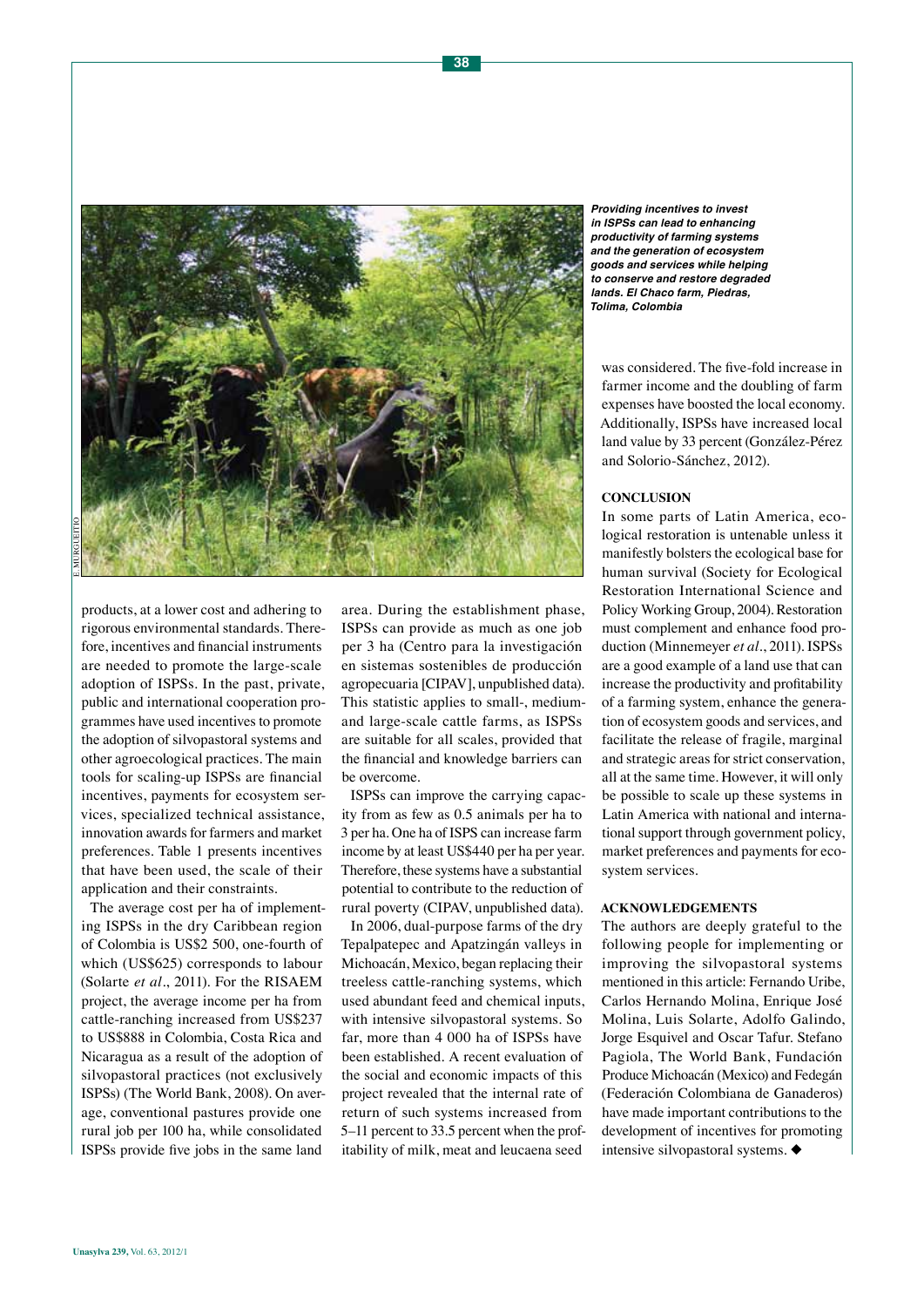*Providing incentives to invest in ISPSs can lead to enhancing productivity of farming systems and the generation of ecosystem goods and services while helping to conserve and restore degraded lands. El Chaco farm, Piedras, Tolima, Colombia*

products, at a lower cost and adhering to rigorous environmental standards. Therefore, incentives and financial instruments are needed to promote the large-scale adoption of ISPSs. In the past, private, public and international cooperation programmes have used incentives to promote the adoption of silvopastoral systems and other agroecological practices. The main tools for scaling-up ISPSs are financial incentives, payments for ecosystem services, specialized technical assistance, innovation awards for farmers and market preferences. Table 1 presents incentives that have been used, the scale of their application and their constraints.

The average cost per ha of implementing ISPSs in the dry Caribbean region of Colombia is US$2 500, one-fourth of which (US$625) corresponds to labour (Solarte *et al*., 2011). For the RISAEM project, the average income per ha from cattle-ranching increased from US$237 to US$888 in Colombia, Costa Rica and Nicaragua as a result of the adoption of silvopastoral practices (not exclusively ISPSs) (The World Bank, 2008). On average, conventional pastures provide one rural job per 100 ha, while consolidated ISPSs provide five jobs in the same land area. During the establishment phase, ISPSs can provide as much as one job per 3 ha (Centro para la investigación en sistemas sostenibles de producción agropecuaria [CIPAV], unpublished data). This statistic applies to small-, medium- and large-scale cattle farms, as ISPSs are suitable for all scales, provided that the financial and knowledge barriers can be overcome.

ISPSs can improve the carrying capacity from as few as 0.5 animals per ha to 3 per ha. One ha of ISPS can increase farm income by at least US$440 per ha per year. Therefore, these systems have a substantial potential to contribute to the reduction of rural poverty (CIPAV, unpublished data).

In 2006, dual-purpose farms of the dry Tepalpatepec and Apatzingán valleys in Michoacán, Mexico, began replacing their treeless cattle-ranching systems, which used abundant feed and chemical inputs, with intensive silvopastoral systems. So far, more than 4 000 ha of ISPSs have been established. A recent evaluation of the social and economic impacts of this project revealed that the internal rate of return of such systems increased from 5–11 percent to 33.5 percent when the profitability of milk, meat and leucaena seed was considered. The five-fold increase in farmer income and the doubling of farm expenses have boosted the local economy. Additionally, ISPSs have increased local land value by 33 percent (González-Pérez and Solorio-Sánchez, 2012).

## CONCLUSION

In some parts of Latin America, ecological restoration is untenable unless it manifestly bolsters the ecological base for human survival (Society for Ecological Restoration International Science and Policy Working Group, 2004). Restoration must complement and enhance food production (Minnemeyer *et al*., 2011). ISPSs are a good example of a land use that can increase the productivity and profitability of a farming system, enhance the generation of ecosystem goods and services, and facilitate the release of fragile, marginal and strategic areas for strict conservation, all at the same time. However, it will only be possible to scale up these systems in Latin America with national and international support through government policy, market preferences and payments for ecosystem services.

## ACKNOWLEDGEMENTS

The authors are deeply grateful to the following people for implementing or improving the silvopastoral systems mentioned in this article: Fernando Uribe, Carlos Hernando Molina, Enrique José Molina, Luis Solarte, Adolfo Galindo, Jorge Esquivel and Oscar Tafur. Stefano Pagiola, The World Bank, Fundación Produce Michoacán (Mexico) and Fedegán (Federación Colombiana de Ganaderos) have made important contributions to the development of incentives for promoting intensive silvopastoral systems. ◆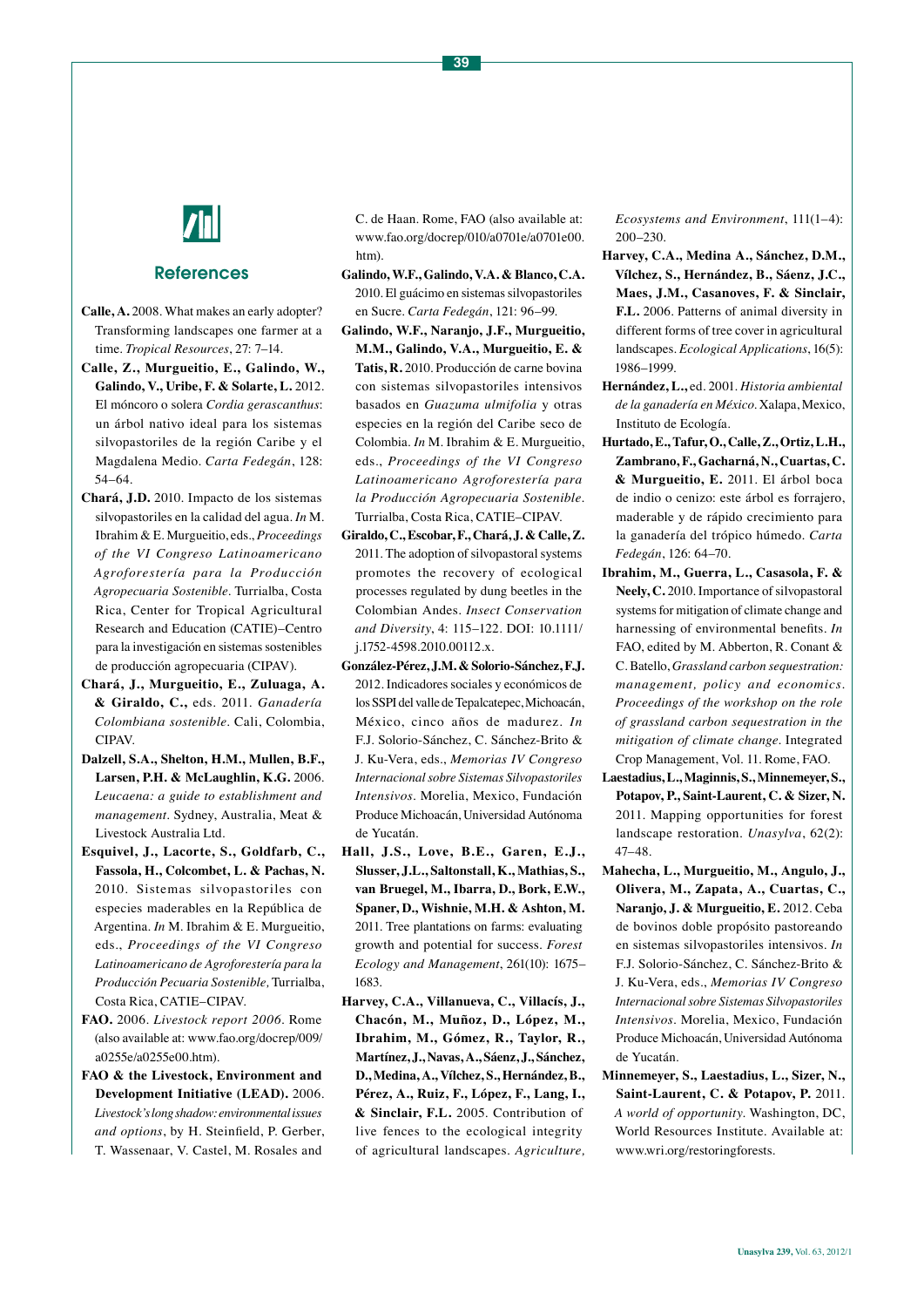## References

**Calle, A.** 2008. What makes an early adopter? Transforming landscapes one farmer at a time. *Tropical Resources*, 27: 7–14.

**Calle, Z., Murgueitio, E., Galindo, W., Galindo, V., Uribe, F. & Solarte, L.** 2012. El móncoro o solera *Cordia gerascanthus*: un árbol nativo ideal para los sistemas silvopastoriles de la región Caribe y el Magdalena Medio. *Carta Fedegán*, 128: 54–64.

**Chará, J.D.** 2010. Impacto de los sistemas silvopastoriles en la calidad del agua. *In* M. Ibrahim & E. Murgueitio, eds., *Proceedings of the VI Congreso Latinoamericano Agroforestería para la Producción Agropecuaria Sostenible*. Turrialba, Costa Rica, Center for Tropical Agricultural Research and Education (CATIE)–Centro para la investigación en sistemas sostenibles de producción agropecuaria (CIPAV).

**Chará, J., Murgueitio, E., Zuluaga, A. & Giraldo, C.**, eds. 2011. *Ganadería Colombiana sostenible*. Cali, Colombia, CIPAV.

**Dalzell, S.A., Shelton, H.M., Mullen, B.F., Larsen, P.H. & McLaughlin, K.G.** 2006. *Leucaena: a guide to establishment and management*. Sydney, Australia, Meat & Livestock Australia Ltd.

**Esquivel, J., Lacorte, S., Goldfarb, C., Fassola, H., Colcombet, L. & Pachas, N.** 2010. Sistemas silvopastoriles con especies maderables en la República de Argentina. *In* M. Ibrahim & E. Murgueitio, eds., *Proceedings of the VI Congreso Latinoamericano de Agroforestería para la Producción Pecuaria Sostenible,* Turrialba, Costa Rica, CATIE–CIPAV.

**FAO.** 2006. *Livestock report 2006*. Rome (also available at: www.fao.org/docrep/009/a0255e/a0255e00.htm).

**FAO & the Livestock, Environment and Development Initiative (LEAD).** 2006. *Livestock's long shadow: environmental issues and options*, by H. Steinfield, P. Gerber, T. Wassenaar, V. Castel, M. Rosales and C. de Haan. Rome, FAO (also available at: www.fao.org/docrep/010/a0701e/a0701e00.htm).

**Galindo, W.F., Galindo, V.A. & Blanco, C.A.** 2010. El guácimo en sistemas silvopastoriles en Sucre. *Carta Fedegán*, 121: 96–99.

**Galindo, W.F., Naranjo, J.F., Murgueitio, M.M., Galindo, V.A., Murgueitio, E. & Tatis, R.** 2010. Producción de carne bovina con sistemas silvopastoriles intensivos basados en *Guazuma ulmifolia* y otras especies en la región del Caribe seco de Colombia. *In* M. Ibrahim & E. Murgueitio, eds., *Proceedings of the VI Congreso Latinoamericano Agroforestería para la Producción Agropecuaria Sostenible*. Turrialba, Costa Rica, CATIE–CIPAV.

**Giraldo, C., Escobar, F., Chará, J. & Calle, Z.** 2011. The adoption of silvopastoral systems promotes the recovery of ecological processes regulated by dung beetles in the Colombian Andes. *Insect Conservation and Diversity*, 4: 115–122. DOI: 10.1111/j.1752-4598.2010.00112.x.

**González-Pérez, J.M. & Solorio-Sánchez, F.J.** 2012. Indicadores sociales y económicos de los SSPI del valle de Tepalcatepec, Michoacán, México, cinco años de madurez. *In* F.J. Solorio-Sánchez, C. Sánchez-Brito & J. Ku-Vera, eds., *Memorias IV Congreso Internacional sobre Sistemas Silvopastoriles Intensivos*. Morelia, Mexico, Fundación Produce Michoacán, Universidad Autónoma de Yucatán.

**Hall, J.S., Love, B.E., Garen, E.J., Slusser, J.L., Saltonstall, K., Mathias, S., van Bruegel, M., Ibarra, D., Bork, E.W., Spaner, D., Wishnie, M.H. & Ashton, M.** 2011. Tree plantations on farms: evaluating growth and potential for success. *Forest Ecology and Management*, 261(10): 1675–1683.

**Harvey, C.A., Villanueva, C., Villacís, J., Chacón, M., Muñoz, D., López, M., Ibrahim, M., Gómez, R., Taylor, R., Martínez, J., Navas, A., Sáenz, J., Sánchez, D., Medina, A., Vílchez, S., Hernández, B., Pérez, A., Ruiz, F., López, F., Lang, I., & Sinclair, F.L.** 2005. Contribution of live fences to the ecological integrity of agricultural landscapes. *Agriculture, Ecosystems and Environment*, 111(1–4): 200–230.

**Harvey, C.A., Medina A., Sánchez, D.M., Vílchez, S., Hernández, B., Sáenz, J.C., Maes, J.M., Casanoves, F. & Sinclair, F.L.** 2006. Patterns of animal diversity in different forms of tree cover in agricultural landscapes. *Ecological Applications*, 16(5): 1986–1999.

**Hernández, L.,** ed. 2001. *Historia ambiental de la ganadería en México*. Xalapa, Mexico, Instituto de Ecología.

**Hurtado, E., Tafur, O., Calle, Z., Ortiz, L.H., Zambrano, F., Gacharná, N., Cuartas, C. & Murgueitio, E.** 2011. El árbol boca de indio o cenizo: este árbol es forrajero, maderable y de rápido crecimiento para la ganadería del trópico húmedo. *Carta Fedegán*, 126: 64–70.

**Ibrahim, M., Guerra, L., Casasola, F. & Neely, C.** 2010. Importance of silvopastoral systems for mitigation of climate change and harnessing of environmental benefits. *In* FAO, edited by M. Abberton, R. Conant & C. Batello, *Grassland carbon sequestration: management, policy and economics. Proceedings of the workshop on the role of grassland carbon sequestration in the mitigation of climate change.* Integrated Crop Management, Vol. 11. Rome, FAO.

**Laestadius, L., Maginnis, S., Minnemeyer, S., Potapov, P., Saint-Laurent, C. & Sizer, N.** 2011. Mapping opportunities for forest landscape restoration. *Unasylva*, 62(2): 47–48.

**Mahecha, L., Murgueitio, M., Angulo, J., Olivera, M., Zapata, A., Cuartas, C., Naranjo, J. & Murgueitio, E.** 2012. Ceba de bovinos doble propósito pastoreando en sistemas silvopastoriles intensivos. *In* F.J. Solorio-Sánchez, C. Sánchez-Brito & J. Ku-Vera, eds., *Memorias IV Congreso Internacional sobre Sistemas Silvopastoriles Intensivos*. Morelia, Mexico, Fundación Produce Michoacán, Universidad Autónoma de Yucatán.

**Minnemeyer, S., Laestadius, L., Sizer, N., Saint-Laurent, C. & Potapov, P.** 2011. *A world of opportunity*. Washington, DC, World Resources Institute. Available at: www.wri.org/restoringforests.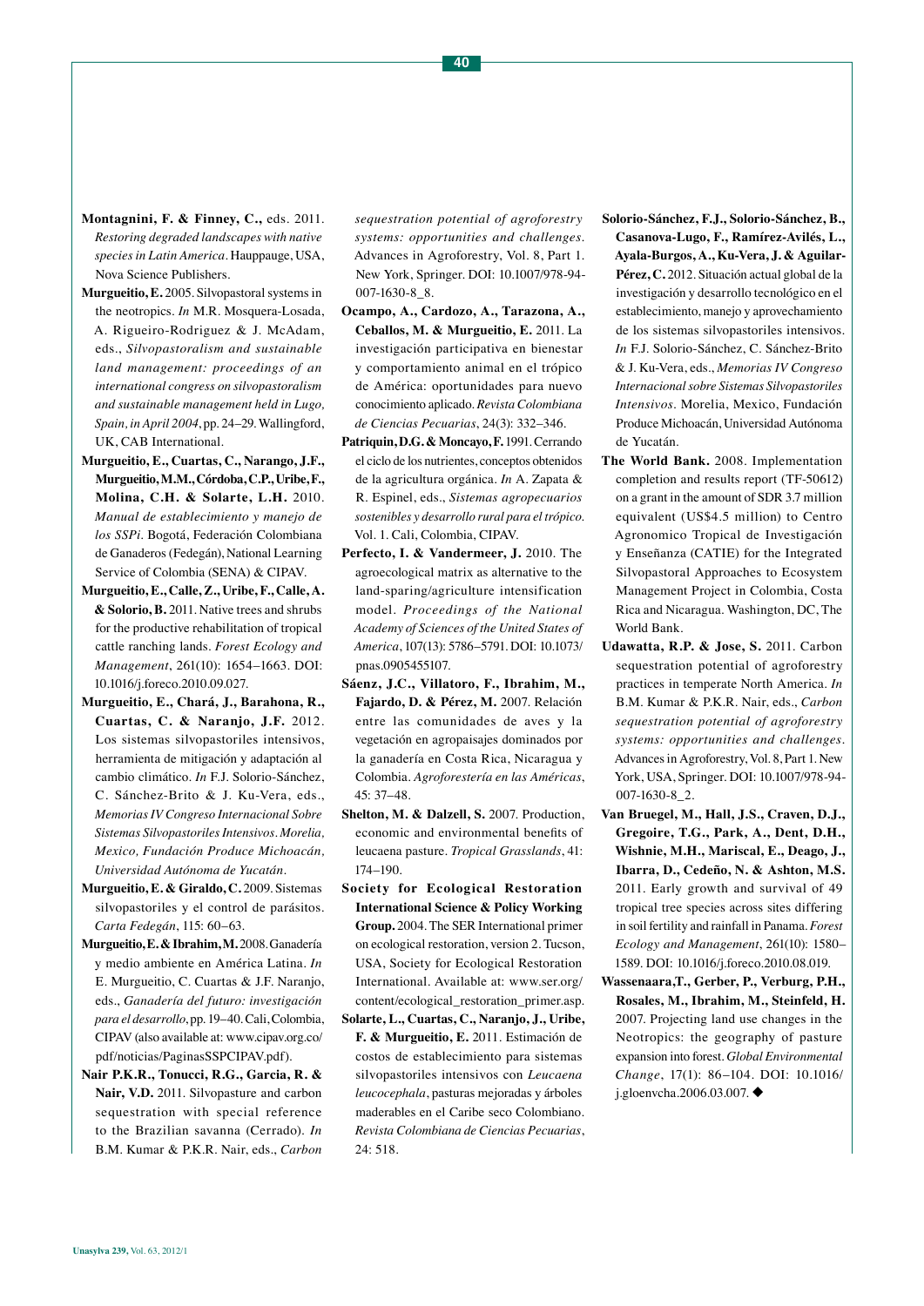**Montagnini, F. & Finney, C.,** eds. 2011. *Restoring degraded landscapes with native species in Latin America*. Hauppauge, USA, Nova Science Publishers.

**Murgueitio, E.** 2005. Silvopastoral systems in the neotropics. *In* M.R. Mosquera-Losada, A. Rigueiro-Rodriguez & J. McAdam, eds., *Silvopastoralism and sustainable land management: proceedings of an international congress on silvopastoralism and sustainable management held in Lugo, Spain, in April 2004*, pp. 24–29. Wallingford, UK, CAB International.

**Murgueitio, E., Cuartas, C., Narango, J.F., Murgueitio, M.M., Córdoba, C.P., Uribe, F., Molina, C.H. & Solarte, L.H.** 2010. *Manual de establecimiento y manejo de los SSPi*. Bogotá, Federación Colombiana de Ganaderos (Fedegán), National Learning Service of Colombia (SENA) & CIPAV.

**Murgueitio, E., Calle, Z., Uribe, F., Calle, A. & Solorio, B.** 2011. Native trees and shrubs for the productive rehabilitation of tropical cattle ranching lands. *Forest Ecology and Management*, 261(10): 1654–1663. DOI: 10.1016/j.foreco.2010.09.027.

**Murgueitio, E., Chará, J., Barahona, R., Cuartas, C. & Naranjo, J.F.** 2012. Los sistemas silvopastoriles intensivos, herramienta de mitigación y adaptación al cambio climático. *In* F.J. Solorio-Sánchez, C. Sánchez-Brito & J. Ku-Vera, eds., *Memorias IV Congreso Internacional Sobre Sistemas Silvopastoriles Intensivos*. *Morelia, Mexico, Fundación Produce Michoacán, Universidad Autónoma de Yucatán*.

**Murgueitio, E. & Giraldo, C.** 2009. Sistemas silvopastoriles y el control de parásitos. *Carta Fedegán*, 115: 60–63.

**Murgueitio, E. & Ibrahim, M.** 2008. Ganadería y medio ambiente en América Latina. *In* E. Murgueitio, C. Cuartas & J.F. Naranjo, eds., *Ganadería del futuro: investigación para el desarrollo*, pp. 19–40. Cali, Colombia, CIPAV (also available at: www.cipav.org.co/pdf/noticias/PaginasSSPCIPAV.pdf).

**Nair P.K.R., Tonucci, R.G., Garcia, R. & Nair, V.D.** 2011. Silvopasture and carbon sequestration with special reference to the Brazilian savanna (Cerrado). *In* B.M. Kumar & P.K.R. Nair, eds., *Carbon sequestration potential of agroforestry systems: opportunities and challenges*. Advances in Agroforestry, Vol. 8, Part 1. New York, Springer. DOI: 10.1007/978-94-007-1630-8_8.

**Ocampo, A., Cardozo, A., Tarazona, A., Ceballos, M. & Murgueitio, E.** 2011. La investigación participativa en bienestar y comportamiento animal en el trópico de América: oportunidades para nuevo conocimiento aplicado. *Revista Colombiana de Ciencias Pecuarias*, 24(3): 332–346.

**Patriquin, D.G. & Moncayo, F.** 1991. Cerrando el ciclo de los nutrientes, conceptos obtenidos de la agricultura orgánica. *In* A. Zapata & R. Espinel, eds., *Sistemas agropecuarios sostenibles y desarrollo rural para el trópico*. Vol. 1. Cali, Colombia, CIPAV.

**Perfecto, I. & Vandermeer, J.** 2010. The agroecological matrix as alternative to the land-sparing/agriculture intensification model. *Proceedings of the National Academy of Sciences of the United States of America*, 107(13): 5786–5791. DOI: 10.1073/pnas.0905455107.

**Sáenz, J.C., Villatoro, F., Ibrahim, M., Fajardo, D. & Pérez, M.** 2007. Relación entre las comunidades de aves y la vegetación en agropaisajes dominados por la ganadería en Costa Rica, Nicaragua y Colombia. *Agroforestería en las Américas*, 45: 37–48.

**Shelton, M. & Dalzell, S.** 2007. Production, economic and environmental benefits of leucaena pasture. *Tropical Grasslands*, 41: 174–190.

**Society for Ecological Restoration International Science & Policy Working Group.** 2004. The SER International primer on ecological restoration, version 2. Tucson, USA, Society for Ecological Restoration International. Available at: www.ser.org/content/ecological_restoration_primer.asp.

**Solarte, L., Cuartas, C., Naranjo, J., Uribe, F. & Murgueitio, E.** 2011. Estimación de costos de establecimiento para sistemas silvopastoriles intensivos con *Leucaena leucocephala*, pasturas mejoradas y árboles maderables en el Caribe seco Colombiano. *Revista Colombiana de Ciencias Pecuarias*, 24: 518.

**Solorio-Sánchez, F.J., Solorio-Sánchez, B., Casanova-Lugo, F., Ramírez-Avilés, L., Ayala-Burgos, A., Ku-Vera, J. & Aguilar-Pérez, C.** 2012. Situación actual global de la investigación y desarrollo tecnológico en el establecimiento, manejo y aprovechamiento de los sistemas silvopastoriles intensivos. *In* F.J. Solorio-Sánchez, C. Sánchez-Brito & J. Ku-Vera, eds., *Memorias IV Congreso Internacional sobre Sistemas Silvopastoriles Intensivos*. Morelia, Mexico, Fundación Produce Michoacán, Universidad Autónoma de Yucatán.

**The World Bank.** 2008. Implementation completion and results report (TF-50612) on a grant in the amount of SDR 3.7 million equivalent (US$4.5 million) to Centro Agronomico Tropical de Investigación y Enseñanza (CATIE) for the Integrated Silvopastoral Approaches to Ecosystem Management Project in Colombia, Costa Rica and Nicaragua. Washington, DC, The World Bank.

**Udawatta, R.P. & Jose, S.** 2011. Carbon sequestration potential of agroforestry practices in temperate North America. *In* B.M. Kumar & P.K.R. Nair, eds., *Carbon sequestration potential of agroforestry systems: opportunities and challenges*. Advances in Agroforestry, Vol. 8, Part 1. New York, USA, Springer. DOI: 10.1007/978-94-007-1630-8_2.

**Van Bruegel, M., Hall, J.S., Craven, D.J., Gregoire, T.G., Park, A., Dent, D.H., Wishnie, M.H., Mariscal, E., Deago, J., Ibarra, D., Cedeño, N. & Ashton, M.S.** 2011. Early growth and survival of 49 tropical tree species across sites differing in soil fertility and rainfall in Panama. *Forest Ecology and Management*, 261(10): 1580–1589. DOI: 10.1016/j.foreco.2010.08.019.

**Wassenaara,T., Gerber, P., Verburg, P.H., Rosales, M., Ibrahim, M., Steinfeld, H.** 2007. Projecting land use changes in the Neotropics: the geography of pasture expansion into forest. *Global Environmental Change*, 17(1): 86–104. DOI: 10.1016/j.gloenvcha.2006.03.007. ◆